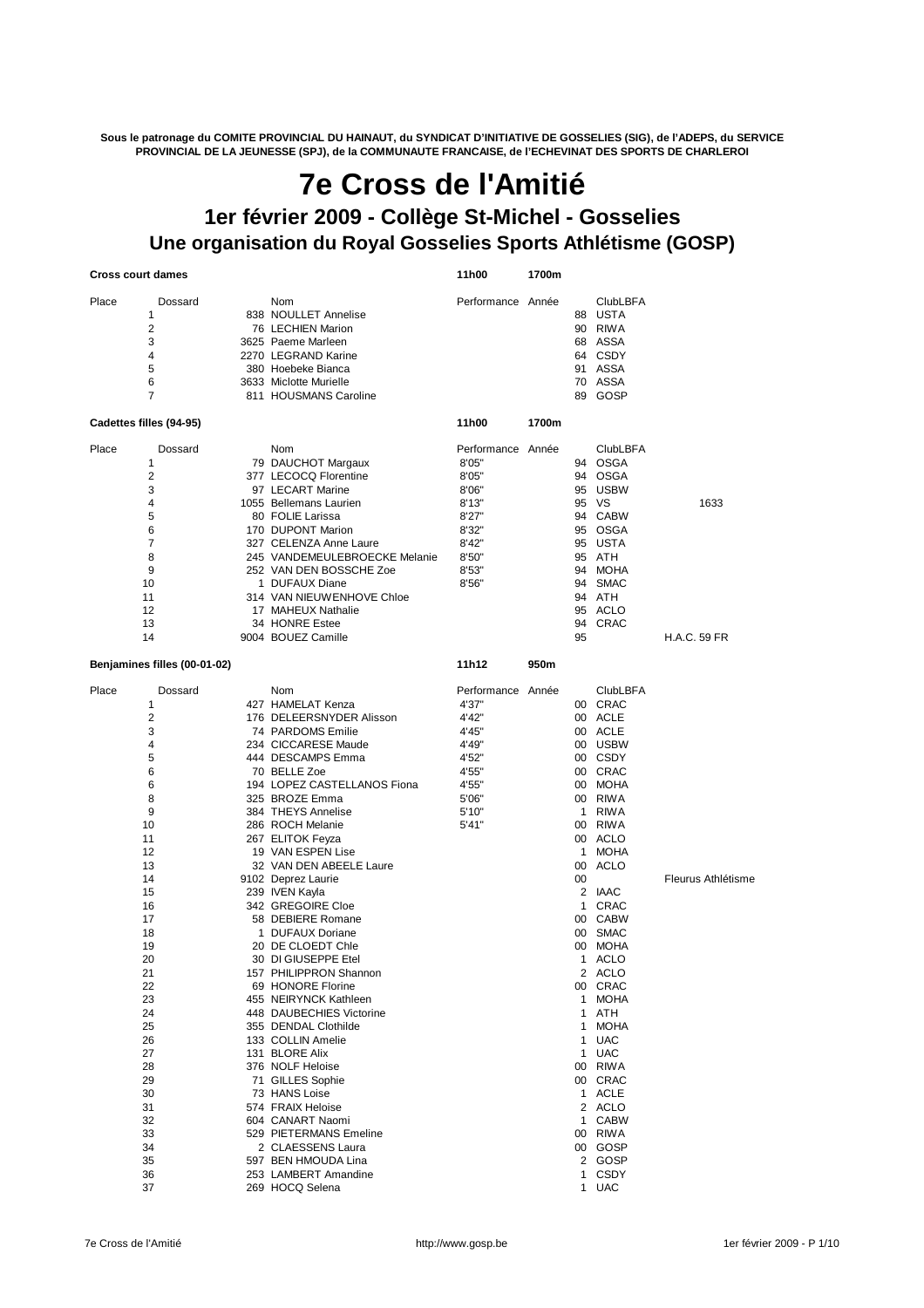**Sous le patronage du COMITE PROVINCIAL DU HAINAUT, du SYNDICAT D'INITIATIVE DE GOSSELIES (SIG), de l'ADEPS, du SERVICE PROVINCIAL DE LA JEUNESSE (SPJ), de la COMMUNAUTE FRANCAISE, de l'ECHEVINAT DES SPORTS DE CHARLEROI**

# 7e Cross de l'Amitié

## 1er février 2009 - Collège St-Michel - Gosselies

## Une organisation du Royal Gosselies Sports Athlétisme (GOSP)

**Cross court dames** — **11h00** — **1700m**

| Place | Dossard | Nom | Performance | Année | ClubLBFA | |
|---|---|---|---|---|---|---|
| 1 | 838 | NOULLET Annelise | | 88 | USTA | |
| 2 | 76 | LECHIEN Marion | | 90 | RIWA | |
| 3 | 3625 | Paeme Marleen | | 68 | ASSA | |
| 4 | 2270 | LEGRAND Karine | | 64 | CSDY | |
| 5 | 380 | Hoebeke Bianca | | 91 | ASSA | |
| 6 | 3633 | Miclotte Murielle | | 70 | ASSA | |
| 7 | 811 | HOUSMANS Caroline | | 89 | GOSP | |

**Cadettes filles (94-95)** — **11h00** — **1700m**

| Place | Dossard | Nom | Performance | Année | ClubLBFA | |
|---|---|---|---|---|---|---|
| 1 | 79 | DAUCHOT Margaux | 8'05" | 94 | OSGA | |
| 2 | 377 | LECOCQ Florentine | 8'05" | 94 | OSGA | |
| 3 | 97 | LECART Marine | 8'06" | 95 | USBW | |
| 4 | 1055 | Bellemans Laurien | 8'13" | 95 | VS | 1633 |
| 5 | 80 | FOLIE Larissa | 8'27" | 94 | CABW | |
| 6 | 170 | DUPONT Marion | 8'32" | 95 | OSGA | |
| 7 | 327 | CELENZA Anne Laure | 8'42" | 95 | USTA | |
| 8 | 245 | VANDEMEULEBROECKE Melanie | 8'50" | 95 | ATH | |
| 9 | 252 | VAN DEN BOSSCHE Zoe | 8'53" | 94 | MOHA | |
| 10 | 1 | DUFAUX Diane | 8'56" | 94 | SMAC | |
| 11 | 314 | VAN NIEUWENHOVE Chloe | | 94 | ATH | |
| 12 | 17 | MAHEUX Nathalie | | 95 | ACLO | |
| 13 | 34 | HONRE Estee | | 94 | CRAC | |
| 14 | 9004 | BOUEZ Camille | | 95 | | H.A.C. 59 FR |

**Benjamines filles (00-01-02)** — **11h12** — **950m**

| Place | Dossard | Nom | Performance | Année | ClubLBFA | |
|---|---|---|---|---|---|---|
| 1 | 427 | HAMELAT Kenza | 4'37" | 00 | CRAC | |
| 2 | 176 | DELEERSNYDER Alisson | 4'42" | 00 | ACLE | |
| 3 | 74 | PARDOMS Emilie | 4'45" | 00 | ACLE | |
| 4 | 234 | CICCARESE Maude | 4'49" | 00 | USBW | |
| 5 | 444 | DESCAMPS Emma | 4'52" | 00 | CSDY | |
| 6 | 70 | BELLE Zoe | 4'55" | 00 | CRAC | |
| 6 | 194 | LOPEZ CASTELLANOS Fiona | 4'55" | 00 | MOHA | |
| 8 | 325 | BROZE Emma | 5'06" | 00 | RIWA | |
| 9 | 384 | THEYS Annelise | 5'10" | 1 | RIWA | |
| 10 | 286 | ROCH Melanie | 5'41" | 00 | RIWA | |
| 11 | 267 | ELITOK Feyza | | 00 | ACLO | |
| 12 | 19 | VAN ESPEN Lise | | 1 | MOHA | |
| 13 | 32 | VAN DEN ABEELE Laure | | 00 | ACLO | |
| 14 | 9102 | Deprez Laurie | | 00 | | Fleurus Athlétisme |
| 15 | 239 | IVEN Kayla | | 2 | IAAC | |
| 16 | 342 | GREGOIRE Cloe | | 1 | CRAC | |
| 17 | 58 | DEBIERE Romane | | 00 | CABW | |
| 18 | 1 | DUFAUX Doriane | | 00 | SMAC | |
| 19 | 20 | DE CLOEDT Chle | | 00 | MOHA | |
| 20 | 30 | DI GIUSEPPE Etel | | 1 | ACLO | |
| 21 | 157 | PHILIPPRON Shannon | | 2 | ACLO | |
| 22 | 69 | HONORE Florine | | 00 | CRAC | |
| 23 | 455 | NEIRYNCK Kathleen | | 1 | MOHA | |
| 24 | 448 | DAUBECHIES Victorine | | 1 | ATH | |
| 25 | 355 | DENDAL Clothilde | | 1 | MOHA | |
| 26 | 133 | COLLIN Amelie | | 1 | UAC | |
| 27 | 131 | BLORE Alix | | 1 | UAC | |
| 28 | 376 | NOLF Heloise | | 00 | RIWA | |
| 29 | 71 | GILLES Sophie | | 00 | CRAC | |
| 30 | 73 | HANS Loise | | 1 | ACLE | |
| 31 | 574 | FRAIX Heloise | | 2 | ACLO | |
| 32 | 604 | CANART Naomi | | 1 | CABW | |
| 33 | 529 | PIETERMANS Emeline | | 00 | RIWA | |
| 34 | 2 | CLAESSENS Laura | | 00 | GOSP | |
| 35 | 597 | BEN HMOUDA Lina | | 2 | GOSP | |
| 36 | 253 | LAMBERT Amandine | | 1 | CSDY | |
| 37 | 269 | HOCQ Selena | | 1 | UAC | |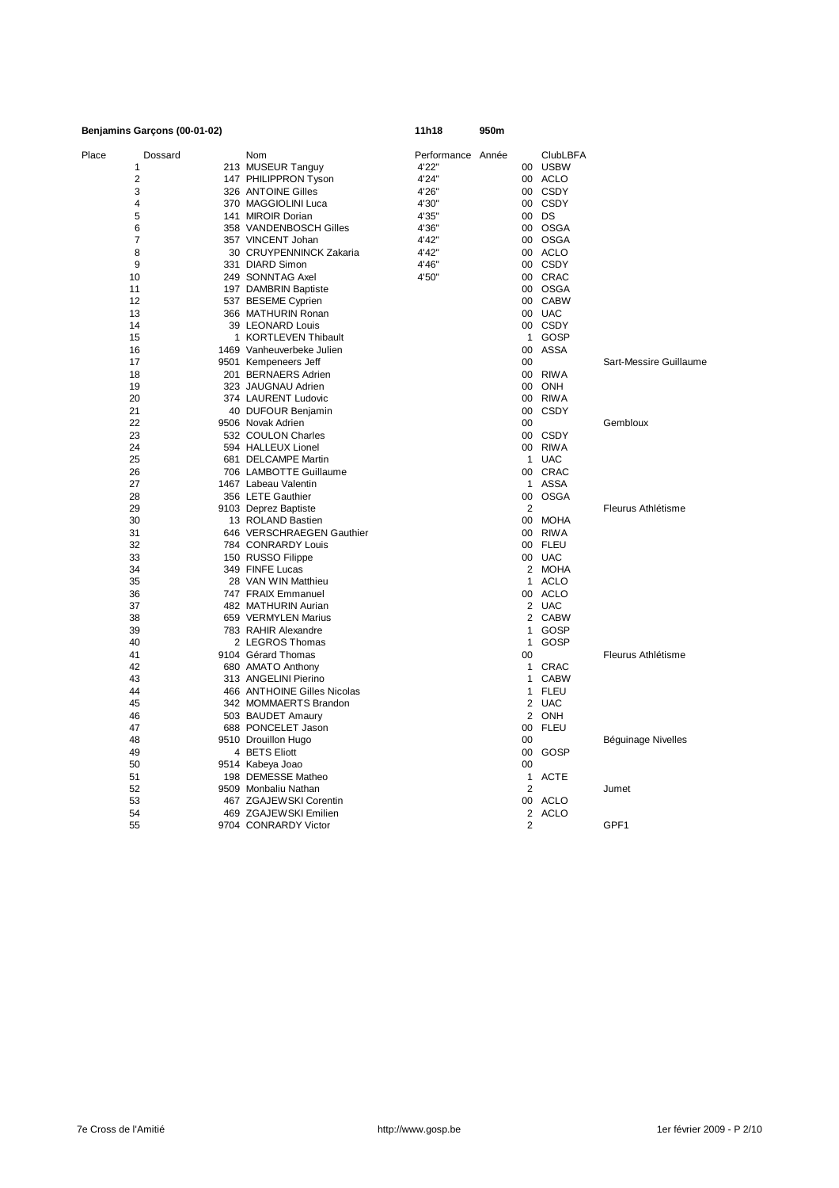**Benjamins Garçons (00-01-02)** **11h18** **950m**

| Place | Dossard | Nom | Performance | Année | ClubLBFA | |
|---|---|---|---|---|---|---|
| 1 | 213 | MUSEUR Tanguy | 4'22" | 00 | USBW | |
| 2 | 147 | PHILIPPRON Tyson | 4'24" | 00 | ACLO | |
| 3 | 326 | ANTOINE Gilles | 4'26" | 00 | CSDY | |
| 4 | 370 | MAGGIOLINI Luca | 4'30" | 00 | CSDY | |
| 5 | 141 | MIROIR Dorian | 4'35" | 00 | DS | |
| 6 | 358 | VANDENBOSCH Gilles | 4'36" | 00 | OSGA | |
| 7 | 357 | VINCENT Johan | 4'42" | 00 | OSGA | |
| 8 | 30 | CRUYPENNINCK Zakaria | 4'42" | 00 | ACLO | |
| 9 | 331 | DIARD Simon | 4'46" | 00 | CSDY | |
| 10 | 249 | SONNTAG Axel | 4'50" | 00 | CRAC | |
| 11 | 197 | DAMBRIN Baptiste | | 00 | OSGA | |
| 12 | 537 | BESEME Cyprien | | 00 | CABW | |
| 13 | 366 | MATHURIN Ronan | | 00 | UAC | |
| 14 | 39 | LEONARD Louis | | 00 | CSDY | |
| 15 | 1 | KORTLEVEN Thibault | | 1 | GOSP | |
| 16 | 1469 | Vanheuverbeke Julien | | 00 | ASSA | |
| 17 | 9501 | Kempeneers Jeff | | 00 | | Sart-Messire Guillaume |
| 18 | 201 | BERNAERS Adrien | | 00 | RIWA | |
| 19 | 323 | JAUGNAU Adrien | | 00 | ONH | |
| 20 | 374 | LAURENT Ludovic | | 00 | RIWA | |
| 21 | 40 | DUFOUR Benjamin | | 00 | CSDY | |
| 22 | 9506 | Novak Adrien | | 00 | | Gembloux |
| 23 | 532 | COULON Charles | | 00 | CSDY | |
| 24 | 594 | HALLEUX Lionel | | 00 | RIWA | |
| 25 | 681 | DELCAMPE Martin | | 1 | UAC | |
| 26 | 706 | LAMBOTTE Guillaume | | 00 | CRAC | |
| 27 | 1467 | Labeau Valentin | | 1 | ASSA | |
| 28 | 356 | LETE Gauthier | | 00 | OSGA | |
| 29 | 9103 | Deprez Baptiste | | 2 | | Fleurus Athlétisme |
| 30 | 13 | ROLAND Bastien | | 00 | MOHA | |
| 31 | 646 | VERSCHRAEGEN Gauthier | | 00 | RIWA | |
| 32 | 784 | CONRARDY Louis | | 00 | FLEU | |
| 33 | 150 | RUSSO Filippe | | 00 | UAC | |
| 34 | 349 | FINFE Lucas | | 2 | MOHA | |
| 35 | 28 | VAN WIN Matthieu | | 1 | ACLO | |
| 36 | 747 | FRAIX Emmanuel | | 00 | ACLO | |
| 37 | 482 | MATHURIN Aurian | | 2 | UAC | |
| 38 | 659 | VERMYLEN Marius | | 2 | CABW | |
| 39 | 783 | RAHIR Alexandre | | 1 | GOSP | |
| 40 | 2 | LEGROS Thomas | | 1 | GOSP | |
| 41 | 9104 | Gérard Thomas | | 00 | | Fleurus Athlétisme |
| 42 | 680 | AMATO Anthony | | 1 | CRAC | |
| 43 | 313 | ANGELINI Pierino | | 1 | CABW | |
| 44 | 466 | ANTHOINE Gilles Nicolas | | 1 | FLEU | |
| 45 | 342 | MOMMAERTS Brandon | | 2 | UAC | |
| 46 | 503 | BAUDET Amaury | | 2 | ONH | |
| 47 | 688 | PONCELET Jason | | 00 | FLEU | |
| 48 | 9510 | Drouillon Hugo | | 00 | | Béguinage Nivelles |
| 49 | 4 | BETS Eliott | | 00 | GOSP | |
| 50 | 9514 | Kabeya Joao | | 00 | | |
| 51 | 198 | DEMESSE Matheo | | 1 | ACTE | |
| 52 | 9509 | Monbaliu Nathan | | 2 | | Jumet |
| 53 | 467 | ZGAJEWSKI Corentin | | 00 | ACLO | |
| 54 | 469 | ZGAJEWSKI Emilien | | 2 | ACLO | |
| 55 | 9704 | CONRARDY Victor | | 2 | | GPF1 |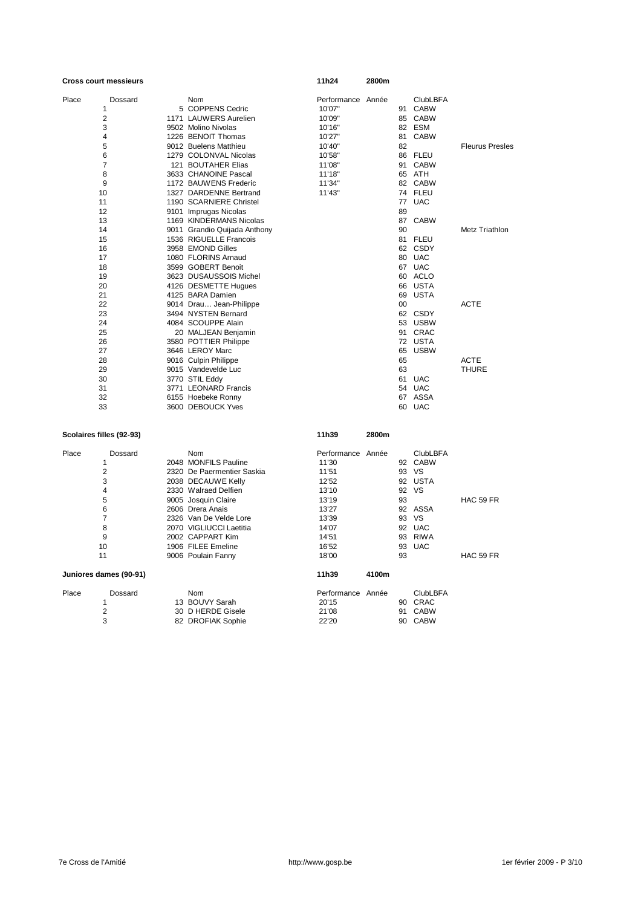**Cross court messieurs** 11h24 2800m

| Place | Dossard | Nom | Performance | Année | ClubLBFA | |
|---|---|---|---|---|---|---|
| 1 | 5 | COPPENS Cedric | 10'07" | 91 | CABW | |
| 2 | 1171 | LAUWERS Aurelien | 10'09" | 85 | CABW | |
| 3 | 9502 | Molino Nivolas | 10'16" | 82 | ESM | |
| 4 | 1226 | BENOIT Thomas | 10'27" | 81 | CABW | |
| 5 | 9012 | Buelens Matthieu | 10'40" | 82 | | Fleurus Presles |
| 6 | 1279 | COLONVAL Nicolas | 10'58" | 86 | FLEU | |
| 7 | 121 | BOUTAHER Elias | 11'08" | 91 | CABW | |
| 8 | 3633 | CHANOINE Pascal | 11'18" | 65 | ATH | |
| 9 | 1172 | BAUWENS Frederic | 11'34" | 82 | CABW | |
| 10 | 1327 | DARDENNE Bertrand | 11'43" | 74 | FLEU | |
| 11 | 1190 | SCARNIERE Christel | | 77 | UAC | |
| 12 | 9101 | Imprugas Nicolas | | 89 | | |
| 13 | 1169 | KINDERMANS Nicolas | | 87 | CABW | |
| 14 | 9011 | Grandio Quijada Anthony | | 90 | | Metz Triathlon |
| 15 | 1536 | RIGUELLE Francois | | 81 | FLEU | |
| 16 | 3958 | EMOND Gilles | | 62 | CSDY | |
| 17 | 1080 | FLORINS Arnaud | | 80 | UAC | |
| 18 | 3599 | GOBERT Benoit | | 67 | UAC | |
| 19 | 3623 | DUSAUSSOIS Michel | | 60 | ACLO | |
| 20 | 4126 | DESMETTE Hugues | | 66 | USTA | |
| 21 | 4125 | BARA Damien | | 69 | USTA | |
| 22 | 9014 | Drau… Jean-Philippe | | 00 | | ACTE |
| 23 | 3494 | NYSTEN Bernard | | 62 | CSDY | |
| 24 | 4084 | SCOUPPE Alain | | 53 | USBW | |
| 25 | 20 | MALJEAN Benjamin | | 91 | CRAC | |
| 26 | 3580 | POTTIER Philippe | | 72 | USTA | |
| 27 | 3646 | LEROY Marc | | 65 | USBW | |
| 28 | 9016 | Culpin Philippe | | 65 | | ACTE |
| 29 | 9015 | Vandevelde Luc | | 63 | | THURE |
| 30 | 3770 | STIL Eddy | | 61 | UAC | |
| 31 | 3771 | LEONARD Francis | | 54 | UAC | |
| 32 | 6155 | Hoebeke Ronny | | 67 | ASSA | |
| 33 | 3600 | DEBOUCK Yves | | 60 | UAC | |

**Scolaires filles (92-93)** 11h39 2800m

| Place | Dossard | Nom | Performance | Année | ClubLBFA | |
|---|---|---|---|---|---|---|
| 1 | 2048 | MONFILS Pauline | 11'30 | 92 | CABW | |
| 2 | 2320 | De Paermentier Saskia | 11'51 | 93 | VS | |
| 3 | 2038 | DECAUWE Kelly | 12'52 | 92 | USTA | |
| 4 | 2330 | Walraed Delfien | 13'10 | 92 | VS | |
| 5 | 9005 | Josquin Claire | 13'19 | 93 | | HAC 59 FR |
| 6 | 2606 | Drera Anais | 13'27 | 92 | ASSA | |
| 7 | 2326 | Van De Velde Lore | 13'39 | 93 | VS | |
| 8 | 2070 | VIGLIUCCI Laetitia | 14'07 | 92 | UAC | |
| 9 | 2002 | CAPPART Kim | 14'51 | 93 | RIWA | |
| 10 | 1906 | FILEE Emeline | 16'52 | 93 | UAC | |
| 11 | 9006 | Poulain Fanny | 18'00 | 93 | | HAC 59 FR |

**Juniores dames (90-91)** 11h39 4100m

| Place | Dossard | Nom | Performance | Année | ClubLBFA |
|---|---|---|---|---|---|
| 1 | 13 | BOUVY Sarah | 20'15 | 90 | CRAC |
| 2 | 30 | D HERDE Gisele | 21'08 | 91 | CABW |
| 3 | 82 | DROFIAK Sophie | 22'20 | 90 | CABW |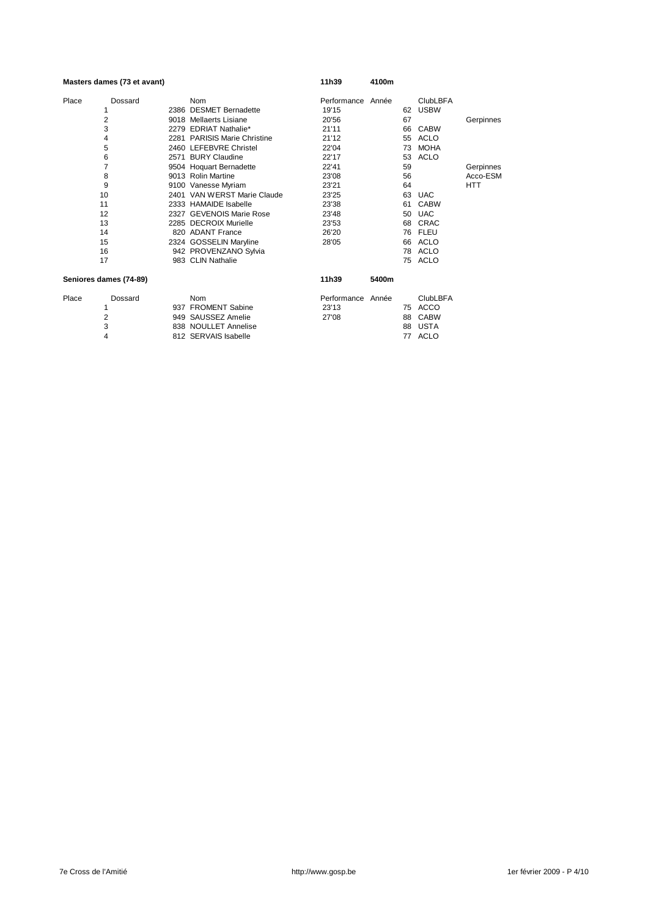**Masters dames (73 et avant)** — 11h39 — 4100m

| Place | Dossard | Nom | Performance | Année | ClubLBFA | |
|---|---|---|---|---|---|---|
| 1 | 2386 | DESMET Bernadette | 19'15 | 62 | USBW | |
| 2 | 9018 | Mellaerts Lisiane | 20'56 | 67 | | Gerpinnes |
| 3 | 2279 | EDRIAT Nathalie* | 21'11 | 66 | CABW | |
| 4 | 2281 | PARISIS Marie Christine | 21'12 | 55 | ACLO | |
| 5 | 2460 | LEFEBVRE Christel | 22'04 | 73 | MOHA | |
| 6 | 2571 | BURY Claudine | 22'17 | 53 | ACLO | |
| 7 | 9504 | Hoquart Bernadette | 22'41 | 59 | | Gerpinnes |
| 8 | 9013 | Rolin Martine | 23'08 | 56 | | Acco-ESM |
| 9 | 9100 | Vanesse Myriam | 23'21 | 64 | | HTT |
| 10 | 2401 | VAN WERST Marie Claude | 23'25 | 63 | UAC | |
| 11 | 2333 | HAMAIDE Isabelle | 23'38 | 61 | CABW | |
| 12 | 2327 | GEVENOIS Marie Rose | 23'48 | 50 | UAC | |
| 13 | 2285 | DECROIX Murielle | 23'53 | 68 | CRAC | |
| 14 | 820 | ADANT France | 26'20 | 76 | FLEU | |
| 15 | 2324 | GOSSELIN Maryline | 28'05 | 66 | ACLO | |
| 16 | 942 | PROVENZANO Sylvia | | 78 | ACLO | |
| 17 | 983 | CLIN Nathalie | | 75 | ACLO | |

**Seniores dames (74-89)** — 11h39 — 5400m

| Place | Dossard | Nom | Performance | Année | ClubLBFA |
|---|---|---|---|---|---|
| 1 | 937 | FROMENT Sabine | 23'13 | 75 | ACCO |
| 2 | 949 | SAUSSEZ Amelie | 27'08 | 88 | CABW |
| 3 | 838 | NOULLET Annelise | | 88 | USTA |
| 4 | 812 | SERVAIS Isabelle | | 77 | ACLO |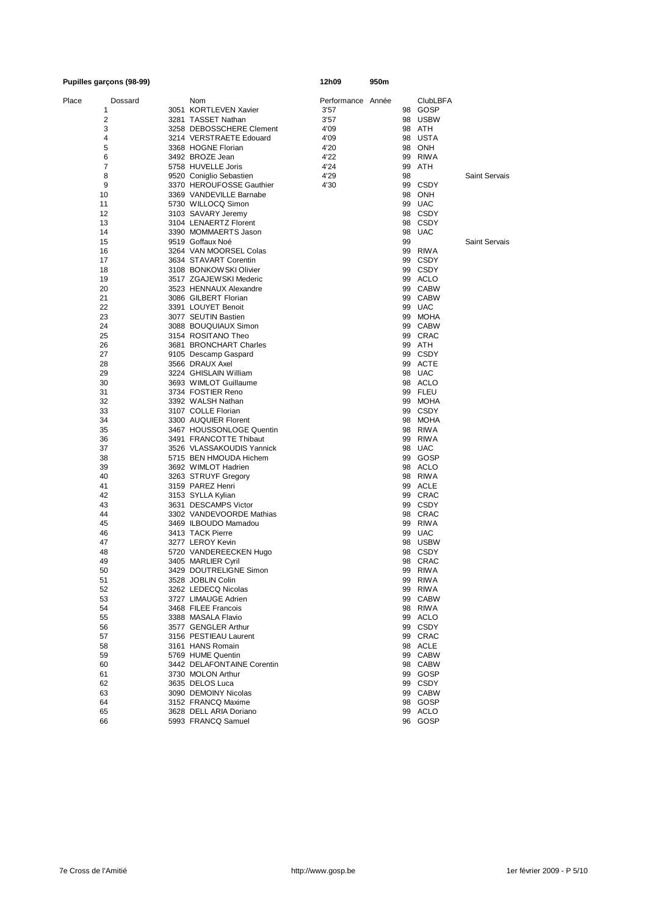**Pupilles garçons (98-99)** **12h09** **950m**

| Place | Dossard | Nom | Performance | Année | ClubLBFA | |
|---|---|---|---|---|---|---|
| 1 | 3051 | KORTLEVEN Xavier | 3'57 | 98 | GOSP | |
| 2 | 3281 | TASSET Nathan | 3'57 | 98 | USBW | |
| 3 | 3258 | DEBOSSCHERE Clement | 4'09 | 98 | ATH | |
| 4 | 3214 | VERSTRAETE Edouard | 4'09 | 98 | USTA | |
| 5 | 3368 | HOGNE Florian | 4'20 | 98 | ONH | |
| 6 | 3492 | BROZE Jean | 4'22 | 99 | RIWA | |
| 7 | 5758 | HUVELLE Joris | 4'24 | 99 | ATH | |
| 8 | 9520 | Coniglio Sebastien | 4'29 | 98 | | Saint Servais |
| 9 | 3370 | HEROUFOSSE Gauthier | 4'30 | 99 | CSDY | |
| 10 | 3369 | VANDEVILLE Barnabe | | 98 | ONH | |
| 11 | 5730 | WILLOCQ Simon | | 99 | UAC | |
| 12 | 3103 | SAVARY Jeremy | | 98 | CSDY | |
| 13 | 3104 | LENAERTZ Florent | | 98 | CSDY | |
| 14 | 3390 | MOMMAERTS Jason | | 98 | UAC | |
| 15 | 9519 | Goffaux Noé | | 99 | | Saint Servais |
| 16 | 3264 | VAN MOORSEL Colas | | 99 | RIWA | |
| 17 | 3634 | STAVART Corentin | | 99 | CSDY | |
| 18 | 3108 | BONKOWSKI Olivier | | 99 | CSDY | |
| 19 | 3517 | ZGAJEWSKI Mederic | | 99 | ACLO | |
| 20 | 3523 | HENNAUX Alexandre | | 99 | CABW | |
| 21 | 3086 | GILBERT Florian | | 99 | CABW | |
| 22 | 3391 | LOUYET Benoit | | 99 | UAC | |
| 23 | 3077 | SEUTIN Bastien | | 99 | MOHA | |
| 24 | 3088 | BOUQUIAUX Simon | | 99 | CABW | |
| 25 | 3154 | ROSITANO Theo | | 99 | CRAC | |
| 26 | 3681 | BRONCHART Charles | | 99 | ATH | |
| 27 | 9105 | Descamp Gaspard | | 99 | CSDY | |
| 28 | 3566 | DRAUX Axel | | 99 | ACTE | |
| 29 | 3224 | GHISLAIN William | | 98 | UAC | |
| 30 | 3693 | WIMLOT Guillaume | | 98 | ACLO | |
| 31 | 3734 | FOSTIER Reno | | 99 | FLEU | |
| 32 | 3392 | WALSH Nathan | | 99 | MOHA | |
| 33 | 3107 | COLLE Florian | | 99 | CSDY | |
| 34 | 3300 | AUQUIER Florent | | 98 | MOHA | |
| 35 | 3467 | HOUSSONLOGE Quentin | | 98 | RIWA | |
| 36 | 3491 | FRANCOTTE Thibaut | | 99 | RIWA | |
| 37 | 3526 | VLASSAKOUDIS Yannick | | 98 | UAC | |
| 38 | 5715 | BEN HMOUDA Hichem | | 99 | GOSP | |
| 39 | 3692 | WIMLOT Hadrien | | 98 | ACLO | |
| 40 | 3263 | STRUYF Gregory | | 98 | RIWA | |
| 41 | 3159 | PAREZ Henri | | 99 | ACLE | |
| 42 | 3153 | SYLLA Kylian | | 99 | CRAC | |
| 43 | 3631 | DESCAMPS Victor | | 99 | CSDY | |
| 44 | 3302 | VANDEVOORDE Mathias | | 98 | CRAC | |
| 45 | 3469 | ILBOUDO Mamadou | | 99 | RIWA | |
| 46 | 3413 | TACK Pierre | | 99 | UAC | |
| 47 | 3277 | LEROY Kevin | | 98 | USBW | |
| 48 | 5720 | VANDEREECKEN Hugo | | 98 | CSDY | |
| 49 | 3405 | MARLIER Cyril | | 98 | CRAC | |
| 50 | 3429 | DOUTRELIGNE Simon | | 99 | RIWA | |
| 51 | 3528 | JOBLIN Colin | | 99 | RIWA | |
| 52 | 3262 | LEDECQ Nicolas | | 99 | RIWA | |
| 53 | 3727 | LIMAUGE Adrien | | 99 | CABW | |
| 54 | 3468 | FILEE Francois | | 98 | RIWA | |
| 55 | 3388 | MASALA Flavio | | 99 | ACLO | |
| 56 | 3577 | GENGLER Arthur | | 99 | CSDY | |
| 57 | 3156 | PESTIEAU Laurent | | 99 | CRAC | |
| 58 | 3161 | HANS Romain | | 98 | ACLE | |
| 59 | 5769 | HUME Quentin | | 99 | CABW | |
| 60 | 3442 | DELAFONTAINE Corentin | | 98 | CABW | |
| 61 | 3730 | MOLON Arthur | | 99 | GOSP | |
| 62 | 3635 | DELOS Luca | | 99 | CSDY | |
| 63 | 3090 | DEMOINY Nicolas | | 99 | CABW | |
| 64 | 3152 | FRANCQ Maxime | | 98 | GOSP | |
| 65 | 3628 | DELL ARIA Doriano | | 99 | ACLO | |
| 66 | 5993 | FRANCQ Samuel | | 96 | GOSP | |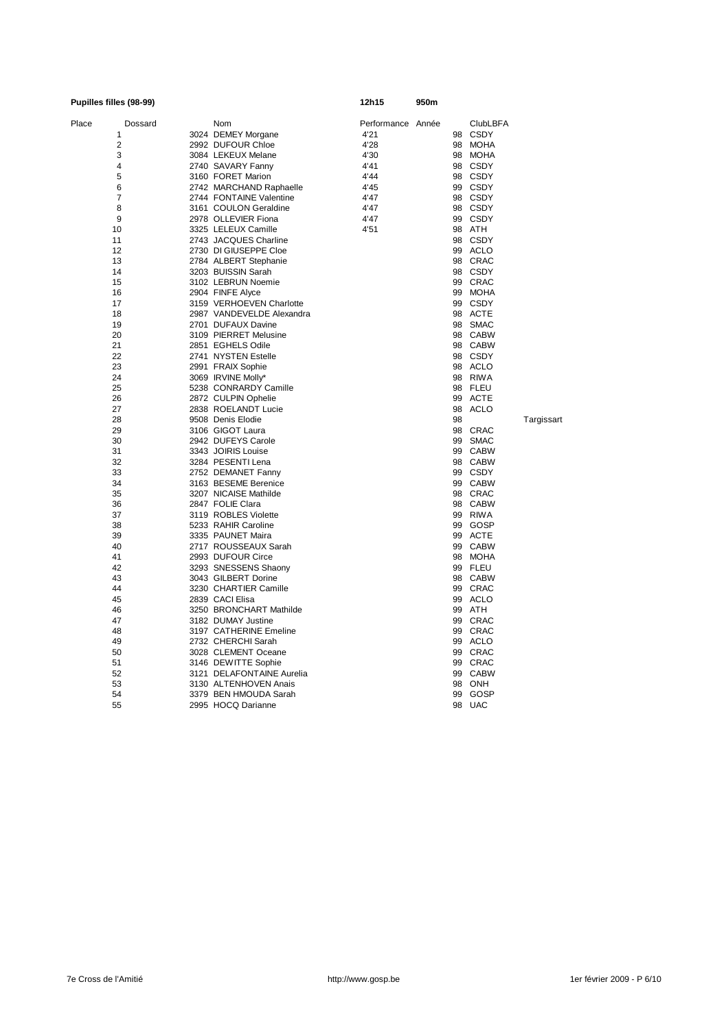**Pupilles filles (98-99)** **12h15** **950m**

| Place | Dossard | Nom | Performance | Année | ClubLBFA | |
|---|---|---|---|---|---|---|
| 1 | 3024 | DEMEY Morgane | 4'21 | 98 | CSDY | |
| 2 | 2992 | DUFOUR Chloe | 4'28 | 98 | MOHA | |
| 3 | 3084 | LEKEUX Melane | 4'30 | 98 | MOHA | |
| 4 | 2740 | SAVARY Fanny | 4'41 | 98 | CSDY | |
| 5 | 3160 | FORET Marion | 4'44 | 98 | CSDY | |
| 6 | 2742 | MARCHAND Raphaelle | 4'45 | 99 | CSDY | |
| 7 | 2744 | FONTAINE Valentine | 4'47 | 98 | CSDY | |
| 8 | 3161 | COULON Geraldine | 4'47 | 98 | CSDY | |
| 9 | 2978 | OLLEVIER Fiona | 4'47 | 99 | CSDY | |
| 10 | 3325 | LELEUX Camille | 4'51 | 98 | ATH | |
| 11 | 2743 | JACQUES Charline | | 98 | CSDY | |
| 12 | 2730 | DI GIUSEPPE Cloe | | 99 | ACLO | |
| 13 | 2784 | ALBERT Stephanie | | 98 | CRAC | |
| 14 | 3203 | BUISSIN Sarah | | 98 | CSDY | |
| 15 | 3102 | LEBRUN Noemie | | 99 | CRAC | |
| 16 | 2904 | FINFE Alyce | | 99 | MOHA | |
| 17 | 3159 | VERHOEVEN Charlotte | | 99 | CSDY | |
| 18 | 2987 | VANDEVELDE Alexandra | | 98 | ACTE | |
| 19 | 2701 | DUFAUX Davine | | 98 | SMAC | |
| 20 | 3109 | PIERRET Melusine | | 98 | CABW | |
| 21 | 2851 | EGHELS Odile | | 98 | CABW | |
| 22 | 2741 | NYSTEN Estelle | | 98 | CSDY | |
| 23 | 2991 | FRAIX Sophie | | 98 | ACLO | |
| 24 | 3069 | IRVINE Molly* | | 98 | RIWA | |
| 25 | 5238 | CONRARDY Camille | | 98 | FLEU | |
| 26 | 2872 | CULPIN Ophelie | | 99 | ACTE | |
| 27 | 2838 | ROELANDT Lucie | | 98 | ACLO | |
| 28 | 9508 | Denis Elodie | | 98 | | Targissart |
| 29 | 3106 | GIGOT Laura | | 98 | CRAC | |
| 30 | 2942 | DUFEYS Carole | | 99 | SMAC | |
| 31 | 3343 | JOIRIS Louise | | 99 | CABW | |
| 32 | 3284 | PESENTI Lena | | 98 | CABW | |
| 33 | 2752 | DEMANET Fanny | | 99 | CSDY | |
| 34 | 3163 | BESEME Berenice | | 99 | CABW | |
| 35 | 3207 | NICAISE Mathilde | | 98 | CRAC | |
| 36 | 2847 | FOLIE Clara | | 98 | CABW | |
| 37 | 3119 | ROBLES Violette | | 99 | RIWA | |
| 38 | 5233 | RAHIR Caroline | | 99 | GOSP | |
| 39 | 3335 | PAUNET Maira | | 99 | ACTE | |
| 40 | 2717 | ROUSSEAUX Sarah | | 99 | CABW | |
| 41 | 2993 | DUFOUR Circe | | 98 | MOHA | |
| 42 | 3293 | SNESSENS Shaony | | 99 | FLEU | |
| 43 | 3043 | GILBERT Dorine | | 98 | CABW | |
| 44 | 3230 | CHARTIER Camille | | 99 | CRAC | |
| 45 | 2839 | CACI Elisa | | 99 | ACLO | |
| 46 | 3250 | BRONCHART Mathilde | | 99 | ATH | |
| 47 | 3182 | DUMAY Justine | | 99 | CRAC | |
| 48 | 3197 | CATHERINE Emeline | | 99 | CRAC | |
| 49 | 2732 | CHERCHI Sarah | | 99 | ACLO | |
| 50 | 3028 | CLEMENT Oceane | | 99 | CRAC | |
| 51 | 3146 | DEWITTE Sophie | | 99 | CRAC | |
| 52 | 3121 | DELAFONTAINE Aurelia | | 99 | CABW | |
| 53 | 3130 | ALTENHOVEN Anais | | 98 | ONH | |
| 54 | 3379 | BEN HMOUDA Sarah | | 99 | GOSP | |
| 55 | 2995 | HOCQ Darianne | | 98 | UAC | |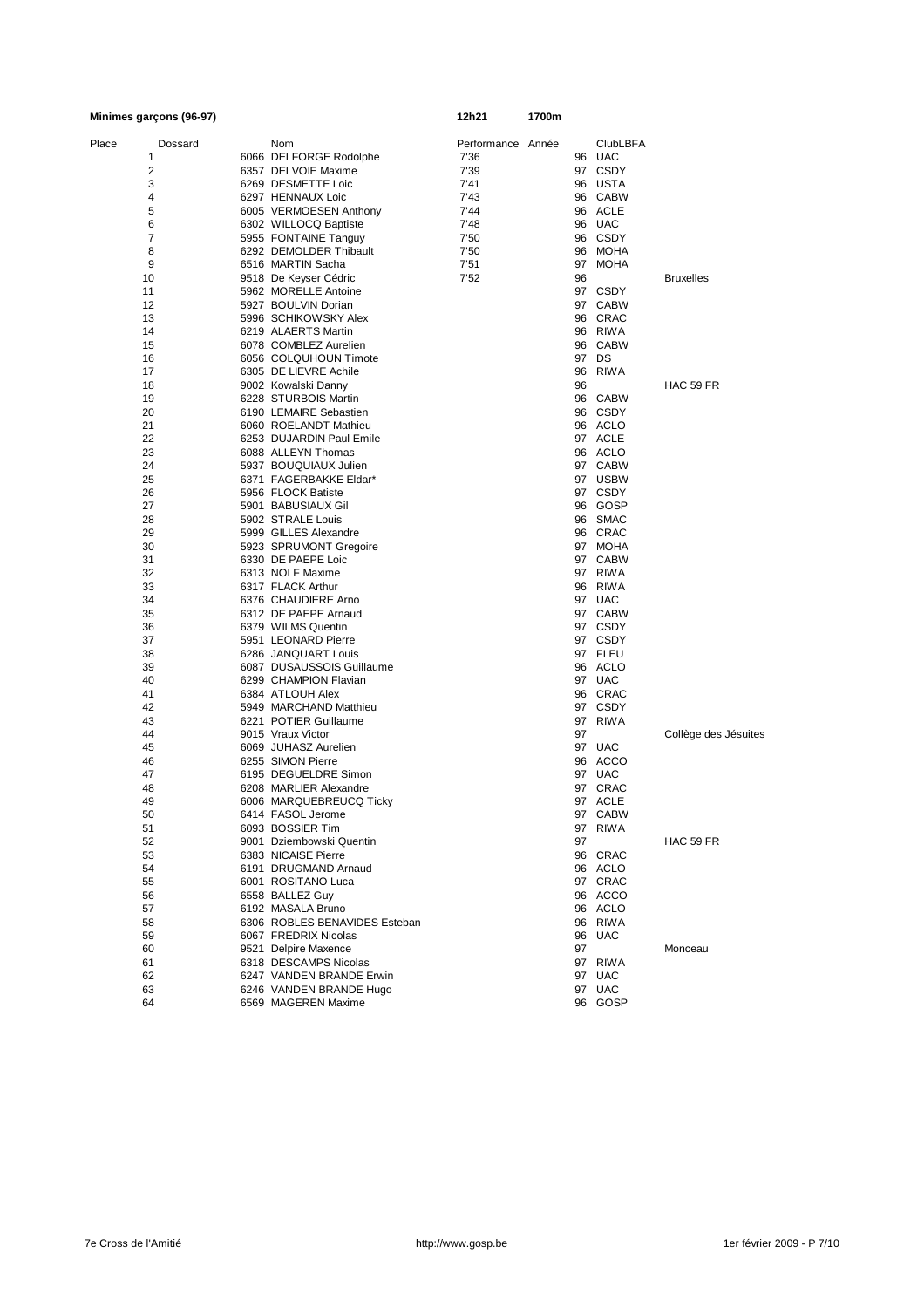**Minimes garçons (96-97)** **12h21** **1700m**

| Place | Dossard | Nom | Performance | Année | ClubLBFA | |
|---|---|---|---|---|---|---|
| 1 | 6066 | DELFORGE Rodolphe | 7'36 | 96 | UAC | |
| 2 | 6357 | DELVOIE Maxime | 7'39 | 97 | CSDY | |
| 3 | 6269 | DESMETTE Loic | 7'41 | 96 | USTA | |
| 4 | 6297 | HENNAUX Loic | 7'43 | 96 | CABW | |
| 5 | 6005 | VERMOESEN Anthony | 7'44 | 96 | ACLE | |
| 6 | 6302 | WILLOCQ Baptiste | 7'48 | 96 | UAC | |
| 7 | 5955 | FONTAINE Tanguy | 7'50 | 96 | CSDY | |
| 8 | 6292 | DEMOLDER Thibault | 7'50 | 96 | MOHA | |
| 9 | 6516 | MARTIN Sacha | 7'51 | 97 | MOHA | |
| 10 | 9518 | De Keyser Cédric | 7'52 | 96 | | Bruxelles |
| 11 | 5962 | MORELLE Antoine | | 97 | CSDY | |
| 12 | 5927 | BOULVIN Dorian | | 97 | CABW | |
| 13 | 5996 | SCHIKOWSKY Alex | | 96 | CRAC | |
| 14 | 6219 | ALAERTS Martin | | 96 | RIWA | |
| 15 | 6078 | COMBLEZ Aurelien | | 96 | CABW | |
| 16 | 6056 | COLQUHOUN Timote | | 97 | DS | |
| 17 | 6305 | DE LIEVRE Achile | | 96 | RIWA | |
| 18 | 9002 | Kowalski Danny | | 96 | | HAC 59 FR |
| 19 | 6228 | STURBOIS Martin | | 96 | CABW | |
| 20 | 6190 | LEMAIRE Sebastien | | 96 | CSDY | |
| 21 | 6060 | ROELANDT Mathieu | | 96 | ACLO | |
| 22 | 6253 | DUJARDIN Paul Emile | | 97 | ACLE | |
| 23 | 6088 | ALLEYN Thomas | | 96 | ACLO | |
| 24 | 5937 | BOUQUIAUX Julien | | 97 | CABW | |
| 25 | 6371 | FAGERBAKKE Eldar* | | 97 | USBW | |
| 26 | 5956 | FLOCK Batiste | | 97 | CSDY | |
| 27 | 5901 | BABUSIAUX Gil | | 96 | GOSP | |
| 28 | 5902 | STRALE Louis | | 96 | SMAC | |
| 29 | 5999 | GILLES Alexandre | | 96 | CRAC | |
| 30 | 5923 | SPRUMONT Gregoire | | 97 | MOHA | |
| 31 | 6330 | DE PAEPE Loic | | 97 | CABW | |
| 32 | 6313 | NOLF Maxime | | 97 | RIWA | |
| 33 | 6317 | FLACK Arthur | | 96 | RIWA | |
| 34 | 6376 | CHAUDIERE Arno | | 97 | UAC | |
| 35 | 6312 | DE PAEPE Arnaud | | 97 | CABW | |
| 36 | 6379 | WILMS Quentin | | 97 | CSDY | |
| 37 | 5951 | LEONARD Pierre | | 97 | CSDY | |
| 38 | 6286 | JANQUART Louis | | 97 | FLEU | |
| 39 | 6087 | DUSAUSSOIS Guillaume | | 96 | ACLO | |
| 40 | 6299 | CHAMPION Flavian | | 97 | UAC | |
| 41 | 6384 | ATLOUH Alex | | 96 | CRAC | |
| 42 | 5949 | MARCHAND Matthieu | | 97 | CSDY | |
| 43 | 6221 | POTIER Guillaume | | 97 | RIWA | |
| 44 | 9015 | Vraux Victor | | 97 | | Collège des Jésuites |
| 45 | 6069 | JUHASZ Aurelien | | 97 | UAC | |
| 46 | 6255 | SIMON Pierre | | 96 | ACCO | |
| 47 | 6195 | DEGUELDRE Simon | | 97 | UAC | |
| 48 | 6208 | MARLIER Alexandre | | 97 | CRAC | |
| 49 | 6006 | MARQUEBREUCQ Ticky | | 97 | ACLE | |
| 50 | 6414 | FASOL Jerome | | 97 | CABW | |
| 51 | 6093 | BOSSIER Tim | | 97 | RIWA | |
| 52 | 9001 | Dziembowski Quentin | | 97 | | HAC 59 FR |
| 53 | 6383 | NICAISE Pierre | | 96 | CRAC | |
| 54 | 6191 | DRUGMAND Arnaud | | 96 | ACLO | |
| 55 | 6001 | ROSITANO Luca | | 97 | CRAC | |
| 56 | 6558 | BALLEZ Guy | | 96 | ACCO | |
| 57 | 6192 | MASALA Bruno | | 96 | ACLO | |
| 58 | 6306 | ROBLES BENAVIDES Esteban | | 96 | RIWA | |
| 59 | 6067 | FREDRIX Nicolas | | 96 | UAC | |
| 60 | 9521 | Delpire Maxence | | 97 | | Monceau |
| 61 | 6318 | DESCAMPS Nicolas | | 97 | RIWA | |
| 62 | 6247 | VANDEN BRANDE Erwin | | 97 | UAC | |
| 63 | 6246 | VANDEN BRANDE Hugo | | 97 | UAC | |
| 64 | 6569 | MAGEREN Maxime | | 96 | GOSP | |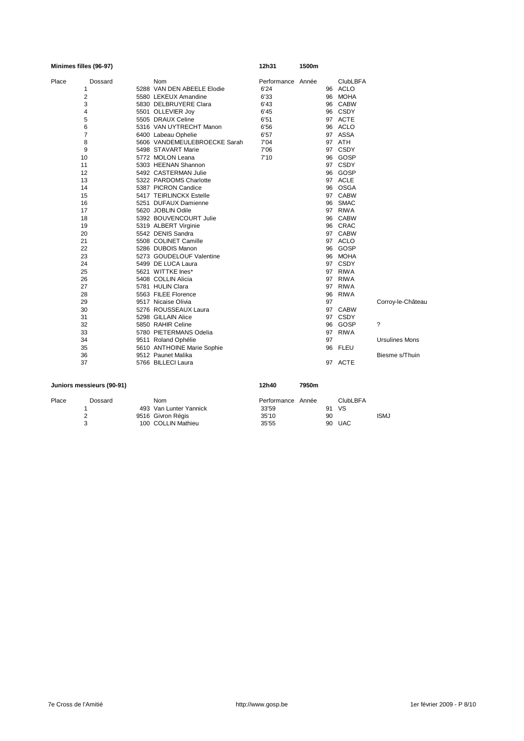**Minimes filles (96-97)** 12h31 1500m

| Place | Dossard | Nom | Performance | Année | ClubLBFA | |
|---|---|---|---|---|---|---|
| 1 | 5288 | VAN DEN ABEELE Elodie | 6'24 | 96 | ACLO | |
| 2 | 5580 | LEKEUX Amandine | 6'33 | 96 | MOHA | |
| 3 | 5830 | DELBRUYERE Clara | 6'43 | 96 | CABW | |
| 4 | 5501 | OLLEVIER Joy | 6'45 | 96 | CSDY | |
| 5 | 5505 | DRAUX Celine | 6'51 | 97 | ACTE | |
| 6 | 5316 | VAN UYTRECHT Manon | 6'56 | 96 | ACLO | |
| 7 | 6400 | Labeau Ophelie | 6'57 | 97 | ASSA | |
| 8 | 5606 | VANDEMEULEBROECKE Sarah | 7'04 | 97 | ATH | |
| 9 | 5498 | STAVART Marie | 7'06 | 97 | CSDY | |
| 10 | 5772 | MOLON Leana | 7'10 | 96 | GOSP | |
| 11 | 5303 | HEENAN Shannon | | 97 | CSDY | |
| 12 | 5492 | CASTERMAN Julie | | 96 | GOSP | |
| 13 | 5322 | PARDOMS Charlotte | | 97 | ACLE | |
| 14 | 5387 | PICRON Candice | | 96 | OSGA | |
| 15 | 5417 | TEIRLINCKX Estelle | | 97 | CABW | |
| 16 | 5251 | DUFAUX Damienne | | 96 | SMAC | |
| 17 | 5620 | JOBLIN Odile | | 97 | RIWA | |
| 18 | 5392 | BOUVENCOURT Julie | | 96 | CABW | |
| 19 | 5319 | ALBERT Virginie | | 96 | CRAC | |
| 20 | 5542 | DENIS Sandra | | 97 | CABW | |
| 21 | 5508 | COLINET Camille | | 97 | ACLO | |
| 22 | 5286 | DUBOIS Manon | | 96 | GOSP | |
| 23 | 5273 | GOUDELOUF Valentine | | 96 | MOHA | |
| 24 | 5499 | DE LUCA Laura | | 97 | CSDY | |
| 25 | 5621 | WITTKE Ines* | | 97 | RIWA | |
| 26 | 5408 | COLLIN Alicia | | 97 | RIWA | |
| 27 | 5781 | HULIN Clara | | 97 | RIWA | |
| 28 | 5563 | FILEE Florence | | 96 | RIWA | |
| 29 | 9517 | Nicaise Olivia | | 97 | | Corroy-le-Château |
| 30 | 5276 | ROUSSEAUX Laura | | 97 | CABW | |
| 31 | 5298 | GILLAIN Alice | | 97 | CSDY | |
| 32 | 5850 | RAHIR Celine | | 96 | GOSP | ? |
| 33 | 5780 | PIETERMANS Odelia | | 97 | RIWA | |
| 34 | 9511 | Roland Ophélie | | 97 | | Ursulines Mons |
| 35 | 5610 | ANTHOINE Marie Sophie | | 96 | FLEU | |
| 36 | 9512 | Paunet Malika | | | | Biesme s/Thuin |
| 37 | 5766 | BILLECI Laura | | 97 | ACTE | |

**Juniors messieurs (90-91)** 12h40 7950m

| Place | Dossard | Nom | Performance | Année | ClubLBFA | |
|---|---|---|---|---|---|---|
| 1 | 493 | Van Lunter Yannick | 33'59 | 91 | VS | |
| 2 | 9516 | Givron Régis | 35'10 | 90 | | ISMJ |
| 3 | 100 | COLLIN Mathieu | 35'55 | 90 | UAC | |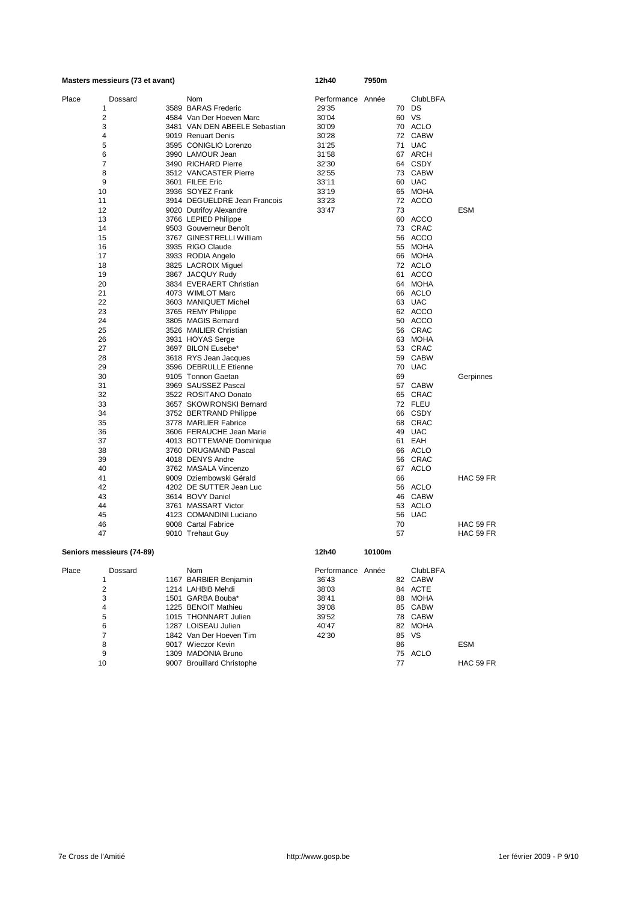**Masters messieurs (73 et avant)** | **12h40** | **7950m**

| Place | Dossard | Nom | Performance | Année | ClubLBFA | |
|---|---|---|---|---|---|---|
| 1 | 3589 | BARAS Frederic | 29'35 | 70 | DS | |
| 2 | 4584 | Van Der Hoeven Marc | 30'04 | 60 | VS | |
| 3 | 3481 | VAN DEN ABEELE Sebastian | 30'09 | 70 | ACLO | |
| 4 | 9019 | Renuart Denis | 30'28 | 72 | CABW | |
| 5 | 3595 | CONIGLIO Lorenzo | 31'25 | 71 | UAC | |
| 6 | 3990 | LAMOUR Jean | 31'58 | 67 | ARCH | |
| 7 | 3490 | RICHARD Pierre | 32'30 | 64 | CSDY | |
| 8 | 3512 | VANCASTER Pierre | 32'55 | 73 | CABW | |
| 9 | 3601 | FILEE Eric | 33'11 | 60 | UAC | |
| 10 | 3936 | SOYEZ Frank | 33'19 | 65 | MOHA | |
| 11 | 3914 | DEGUELDRE Jean Francois | 33'23 | 72 | ACCO | |
| 12 | 9020 | Dutrifoy Alexandre | 33'47 | 73 | | ESM |
| 13 | 3766 | LEPIED Philippe | | 60 | ACCO | |
| 14 | 9503 | Gouverneur Benoît | | 73 | CRAC | |
| 15 | 3767 | GINESTRELLI William | | 56 | ACCO | |
| 16 | 3935 | RIGO Claude | | 55 | MOHA | |
| 17 | 3933 | RODIA Angelo | | 66 | MOHA | |
| 18 | 3825 | LACROIX Miguel | | 72 | ACLO | |
| 19 | 3867 | JACQUY Rudy | | 61 | ACCO | |
| 20 | 3834 | EVERAERT Christian | | 64 | MOHA | |
| 21 | 4073 | WIMLOT Marc | | 66 | ACLO | |
| 22 | 3603 | MANIQUET Michel | | 63 | UAC | |
| 23 | 3765 | REMY Philippe | | 62 | ACCO | |
| 24 | 3805 | MAGIS Bernard | | 50 | ACCO | |
| 25 | 3526 | MAILIER Christian | | 56 | CRAC | |
| 26 | 3931 | HOYAS Serge | | 63 | MOHA | |
| 27 | 3697 | BILON Eusebe* | | 53 | CRAC | |
| 28 | 3618 | RYS Jean Jacques | | 59 | CABW | |
| 29 | 3596 | DEBRULLE Etienne | | 70 | UAC | |
| 30 | 9105 | Tonnon Gaetan | | 69 | | Gerpinnes |
| 31 | 3969 | SAUSSEZ Pascal | | 57 | CABW | |
| 32 | 3522 | ROSITANO Donato | | 65 | CRAC | |
| 33 | 3657 | SKOWRONSKI Bernard | | 72 | FLEU | |
| 34 | 3752 | BERTRAND Philippe | | 66 | CSDY | |
| 35 | 3778 | MARLIER Fabrice | | 68 | CRAC | |
| 36 | 3606 | FERAUCHE Jean Marie | | 49 | UAC | |
| 37 | 4013 | BOTTEMANE Dominique | | 61 | EAH | |
| 38 | 3760 | DRUGMAND Pascal | | 66 | ACLO | |
| 39 | 4018 | DENYS Andre | | 56 | CRAC | |
| 40 | 3762 | MASALA Vincenzo | | 67 | ACLO | |
| 41 | 9009 | Dziembowski Gérald | | 66 | | HAC 59 FR |
| 42 | 4202 | DE SUTTER Jean Luc | | 56 | ACLO | |
| 43 | 3614 | BOVY Daniel | | 46 | CABW | |
| 44 | 3761 | MASSART Victor | | 53 | ACLO | |
| 45 | 4123 | COMANDINI Luciano | | 56 | UAC | |
| 46 | 9008 | Cartal Fabrice | | 70 | | HAC 59 FR |
| 47 | 9010 | Trehaut Guy | | 57 | | HAC 59 FR |

**Seniors messieurs (74-89)** | **12h40** | **10100m**

| Place | Dossard | Nom | Performance | Année | ClubLBFA | |
|---|---|---|---|---|---|---|
| 1 | 1167 | BARBIER Benjamin | 36'43 | 82 | CABW | |
| 2 | 1214 | LAHBIB Mehdi | 38'03 | 84 | ACTE | |
| 3 | 1501 | GARBA Bouba* | 38'41 | 88 | MOHA | |
| 4 | 1225 | BENOIT Mathieu | 39'08 | 85 | CABW | |
| 5 | 1015 | THONNART Julien | 39'52 | 78 | CABW | |
| 6 | 1287 | LOISEAU Julien | 40'47 | 82 | MOHA | |
| 7 | 1842 | Van Der Hoeven Tim | 42'30 | 85 | VS | |
| 8 | 9017 | Wieczor Kevin | | 86 | | ESM |
| 9 | 1309 | MADONIA Bruno | | 75 | ACLO | |
| 10 | 9007 | Brouillard Christophe | | 77 | | HAC 59 FR |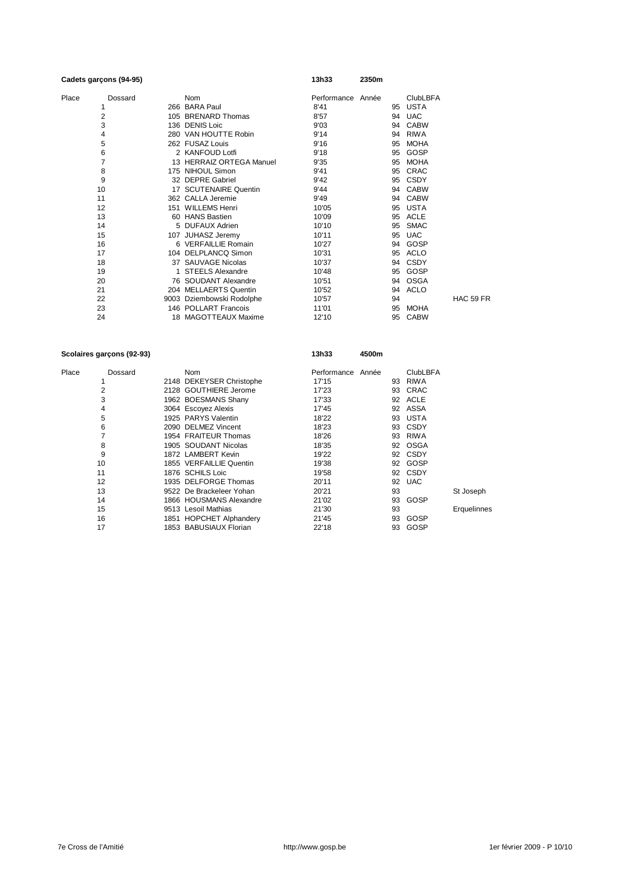**Cadets garçons (94-95)** **13h33** **2350m**

| Place | Dossard | Nom | Performance | Année | ClubLBFA | |
|---|---|---|---|---|---|---|
| 1 | 266 | BARA Paul | 8'41 | 95 | USTA | |
| 2 | 105 | BRENARD Thomas | 8'57 | 94 | UAC | |
| 3 | 136 | DENIS Loic | 9'03 | 94 | CABW | |
| 4 | 280 | VAN HOUTTE Robin | 9'14 | 94 | RIWA | |
| 5 | 262 | FUSAZ Louis | 9'16 | 95 | MOHA | |
| 6 | 2 | KANFOUD Lotfi | 9'18 | 95 | GOSP | |
| 7 | 13 | HERRAIZ ORTEGA Manuel | 9'35 | 95 | MOHA | |
| 8 | 175 | NIHOUL Simon | 9'41 | 95 | CRAC | |
| 9 | 32 | DEPRE Gabriel | 9'42 | 95 | CSDY | |
| 10 | 17 | SCUTENAIRE Quentin | 9'44 | 94 | CABW | |
| 11 | 362 | CALLA Jeremie | 9'49 | 94 | CABW | |
| 12 | 151 | WILLEMS Henri | 10'05 | 95 | USTA | |
| 13 | 60 | HANS Bastien | 10'09 | 95 | ACLE | |
| 14 | 5 | DUFAUX Adrien | 10'10 | 95 | SMAC | |
| 15 | 107 | JUHASZ Jeremy | 10'11 | 95 | UAC | |
| 16 | 6 | VERFAILLIE Romain | 10'27 | 94 | GOSP | |
| 17 | 104 | DELPLANCQ Simon | 10'31 | 95 | ACLO | |
| 18 | 37 | SAUVAGE Nicolas | 10'37 | 94 | CSDY | |
| 19 | 1 | STEELS Alexandre | 10'48 | 95 | GOSP | |
| 20 | 76 | SOUDANT Alexandre | 10'51 | 94 | OSGA | |
| 21 | 204 | MELLAERTS Quentin | 10'52 | 94 | ACLO | |
| 22 | 9003 | Dziembowski Rodolphe | 10'57 | 94 | | HAC 59 FR |
| 23 | 146 | POLLART Francois | 11'01 | 95 | MOHA | |
| 24 | 18 | MAGOTTEAUX Maxime | 12'10 | 95 | CABW | |

**Scolaires garçons (92-93)** **13h33** **4500m**

| Place | Dossard | Nom | Performance | Année | ClubLBFA | |
|---|---|---|---|---|---|---|
| 1 | 2148 | DEKEYSER Christophe | 17'15 | 93 | RIWA | |
| 2 | 2128 | GOUTHIERE Jerome | 17'23 | 93 | CRAC | |
| 3 | 1962 | BOESMANS Shany | 17'33 | 92 | ACLE | |
| 4 | 3064 | Escoyez Alexis | 17'45 | 92 | ASSA | |
| 5 | 1925 | PARYS Valentin | 18'22 | 93 | USTA | |
| 6 | 2090 | DELMEZ Vincent | 18'23 | 93 | CSDY | |
| 7 | 1954 | FRAITEUR Thomas | 18'26 | 93 | RIWA | |
| 8 | 1905 | SOUDANT Nicolas | 18'35 | 92 | OSGA | |
| 9 | 1872 | LAMBERT Kevin | 19'22 | 92 | CSDY | |
| 10 | 1855 | VERFAILLIE Quentin | 19'38 | 92 | GOSP | |
| 11 | 1876 | SCHILS Loic | 19'58 | 92 | CSDY | |
| 12 | 1935 | DELFORGE Thomas | 20'11 | 92 | UAC | |
| 13 | 9522 | De Brackeleer Yohan | 20'21 | 93 | | St Joseph |
| 14 | 1866 | HOUSMANS Alexandre | 21'02 | 93 | GOSP | |
| 15 | 9513 | Lesoil Mathias | 21'30 | 93 | | Erquelinnes |
| 16 | 1851 | HOPCHET Alphandery | 21'45 | 93 | GOSP | |
| 17 | 1853 | BABUSIAUX Florian | 22'18 | 93 | GOSP | |